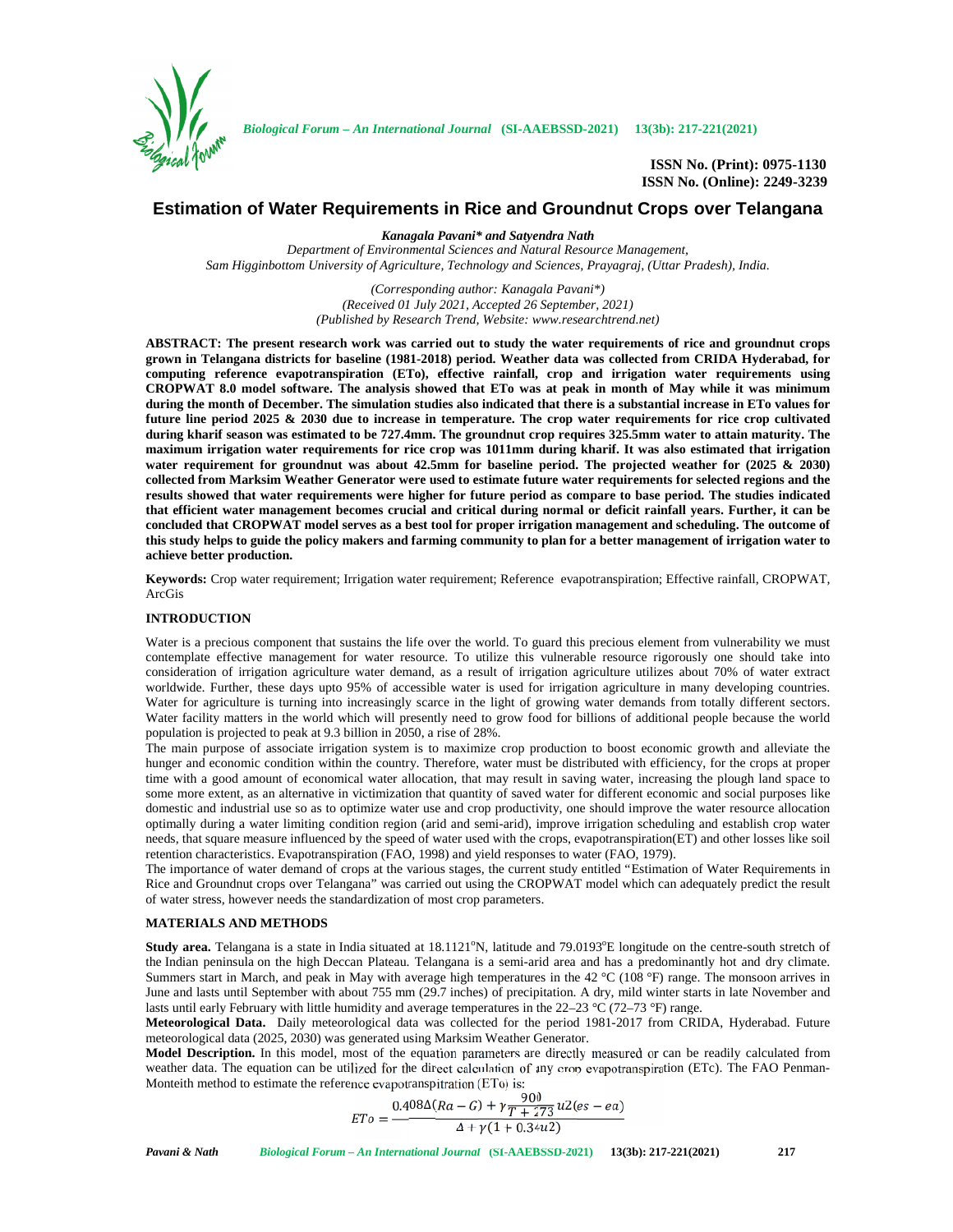# Estimation of Water Requirements in Rice and Groundnut Crops over Telangana

***Kanagala Pavani\* and Satyendra Nath***

*Department of Environmental Sciences and Natural Resource Management,*
*Sam Higginbottom University of Agriculture, Technology and Sciences, Prayagraj, (Uttar Pradesh), India.*

*(Corresponding author: Kanagala Pavani\*)*
*(Received 01 July 2021, Accepted 26 September, 2021)*
*(Published by Research Trend, Website: www.researchtrend.net)*

**ABSTRACT: The present research work was carried out to study the water requirements of rice and groundnut crops grown in Telangana districts for baseline (1981-2018) period. Weather data was collected from CRIDA Hyderabad, for computing reference evapotranspiration (ETo), effective rainfall, crop and irrigation water requirements using CROPWAT 8.0 model software. The analysis showed that ETo was at peak in month of May while it was minimum during the month of December. The simulation studies also indicated that there is a substantial increase in ETo values for future line period 2025 & 2030 due to increase in temperature. The crop water requirements for rice crop cultivated during kharif season was estimated to be 727.4mm. The groundnut crop requires 325.5mm water to attain maturity. The maximum irrigation water requirements for rice crop was 1011mm during kharif. It was also estimated that irrigation water requirement for groundnut was about 42.5mm for baseline period. The projected weather for (2025 & 2030) collected from Marksim Weather Generator were used to estimate future water requirements for selected regions and the results showed that water requirements were higher for future period as compare to base period. The studies indicated that efficient water management becomes crucial and critical during normal or deficit rainfall years. Further, it can be concluded that CROPWAT model serves as a best tool for proper irrigation management and scheduling. The outcome of this study helps to guide the policy makers and farming community to plan for a better management of irrigation water to achieve better production.**

**Keywords:** Crop water requirement; Irrigation water requirement; Reference evapotranspiration; Effective rainfall, CROPWAT, ArcGis

## INTRODUCTION

Water is a precious component that sustains the life over the world. To guard this precious element from vulnerability we must contemplate effective management for water resource. To utilize this vulnerable resource rigorously one should take into consideration of irrigation agriculture water demand, as a result of irrigation agriculture utilizes about 70% of water extract worldwide. Further, these days upto 95% of accessible water is used for irrigation agriculture in many developing countries. Water for agriculture is turning into increasingly scarce in the light of growing water demands from totally different sectors. Water facility matters in the world which will presently need to grow food for billions of additional people because the world population is projected to peak at 9.3 billion in 2050, a rise of 28%.

The main purpose of associate irrigation system is to maximize crop production to boost economic growth and alleviate the hunger and economic condition within the country. Therefore, water must be distributed with efficiency, for the crops at proper time with a good amount of economical water allocation, that may result in saving water, increasing the plough land space to some more extent, as an alternative in victimization that quantity of saved water for different economic and social purposes like domestic and industrial use so as to optimize water use and crop productivity, one should improve the water resource allocation optimally during a water limiting condition region (arid and semi-arid), improve irrigation scheduling and establish crop water needs, that square measure influenced by the speed of water used with the crops, evapotranspiration(ET) and other losses like soil retention characteristics. Evapotranspiration (FAO, 1998) and yield responses to water (FAO, 1979).

The importance of water demand of crops at the various stages, the current study entitled "Estimation of Water Requirements in Rice and Groundnut crops over Telangana" was carried out using the CROPWAT model which can adequately predict the result of water stress, however needs the standardization of most crop parameters.

## MATERIALS AND METHODS

**Study area.** Telangana is a state in India situated at 18.1121°N, latitude and 79.0193°E longitude on the centre-south stretch of the Indian peninsula on the high Deccan Plateau. Telangana is a semi-arid area and has a predominantly hot and dry climate. Summers start in March, and peak in May with average high temperatures in the 42 °C (108 °F) range. The monsoon arrives in June and lasts until September with about 755 mm (29.7 inches) of precipitation. A dry, mild winter starts in late November and lasts until early February with little humidity and average temperatures in the 22–23 °C (72–73 °F) range.

**Meteorological Data.** Daily meteorological data was collected for the period 1981-2017 from CRIDA, Hyderabad. Future meteorological data (2025, 2030) was generated using Marksim Weather Generator.

**Model Description.** In this model, most of the equation parameters are directly measured or can be readily calculated from weather data. The equation can be utilized for the direct calculation of any crop evapotranspiration (ETc). The FAO Penman-Monteith method to estimate the reference evapotranspitration (ETo) is:

$$ETo = \frac{0.408\Delta(Ra - G) + \gamma\frac{900}{T + 273}u2(es - ea)}{\Delta + \gamma(1 + 0.34u2)}$$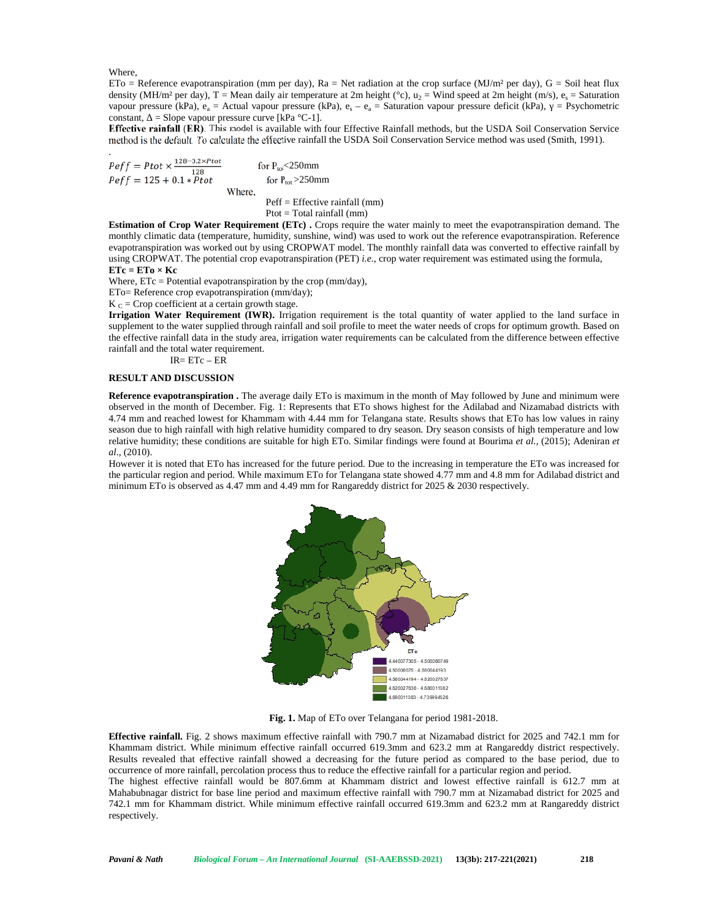Where,

ETo = Reference evapotranspiration (mm per day), Ra = Net radiation at the crop surface (MJ/m² per day), G = Soil heat flux density (MH/m² per day), T = Mean daily air temperature at 2m height (°c), $u_2$ = Wind speed at 2m height (m/s), $e_s$ = Saturation vapour pressure (kPa), $e_a$ = Actual vapour pressure (kPa), $e_s - e_a$ = Saturation vapour pressure deficit (kPa), γ = Psychometric constant, Δ = Slope vapour pressure curve [kPa °C-1].

**Effective rainfall (ER)**. This model is available with four Effective Rainfall methods, but the USDA Soil Conservation Service method is the default. To calculate the effective rainfall the USDA Soil Conservation Service method was used (Smith, 1991).

$$Peff = Ptot \times \frac{128 - 0.2 \times Ptot}{128} \quad \text{for } P_{tot} < 250\text{mm}$$

$$Peff = 125 + 0.1 * Ptot \quad \text{for } P_{tot} > 250\text{mm}$$

Where,

Peff = Effective rainfall (mm)

Ptot = Total rainfall (mm)

**Estimation of Crop Water Requirement (ETc) .** Crops require the water mainly to meet the evapotranspiration demand. The monthly climatic data (temperature, humidity, sunshine, wind) was used to work out the reference evapotranspiration. Reference evapotranspiration was worked out by using CROPWAT model. The monthly rainfall data was converted to effective rainfall by using CROPWAT. The potential crop evapotranspiration (PET) *i.e.*, crop water requirement was estimated using the formula,

**ETc = ETo × Kc**

Where, ETc = Potential evapotranspiration by the crop (mm/day),

ETo= Reference crop evapotranspiration (mm/day);

$K_C$ = Crop coefficient at a certain growth stage.

**Irrigation Water Requirement (IWR).** Irrigation requirement is the total quantity of water applied to the land surface in supplement to the water supplied through rainfall and soil profile to meet the water needs of crops for optimum growth. Based on the effective rainfall data in the study area, irrigation water requirements can be calculated from the difference between effective rainfall and the total water requirement.

IR= ETc – ER

## RESULT AND DISCUSSION

**Reference evapotranspiration .** The average daily ETo is maximum in the month of May followed by June and minimum were observed in the month of December. Fig. 1: Represents that ETo shows highest for the Adilabad and Nizamabad districts with 4.74 mm and reached lowest for Khammam with 4.44 mm for Telangana state. Results shows that ETo has low values in rainy season due to high rainfall with high relative humidity compared to dry season. Dry season consists of high temperature and low relative humidity; these conditions are suitable for high ETo. Similar findings were found at Bourima *et al.,* (2015); Adeniran *et al*., (2010).

However it is noted that ETo has increased for the future period. Due to the increasing in temperature the ETo was increased for the particular region and period. While maximum ETo for Telangana state showed 4.77 mm and 4.8 mm for Adilabad district and minimum ETo is observed as 4.47 mm and 4.49 mm for Rangareddy district for 2025 & 2030 respectively.

**Fig. 1.** Map of ETo over Telangana for period 1981-2018.

**Effective rainfall.** Fig. 2 shows maximum effective rainfall with 790.7 mm at Nizamabad district for 2025 and 742.1 mm for Khammam district. While minimum effective rainfall occurred 619.3mm and 623.2 mm at Rangareddy district respectively. Results revealed that effective rainfall showed a decreasing for the future period as compared to the base period, due to occurrence of more rainfall, percolation process thus to reduce the effective rainfall for a particular region and period.

The highest effective rainfall would be 807.6mm at Khammam district and lowest effective rainfall is 612.7 mm at Mahabubnagar district for base line period and maximum effective rainfall with 790.7 mm at Nizamabad district for 2025 and 742.1 mm for Khammam district. While minimum effective rainfall occurred 619.3mm and 623.2 mm at Rangareddy district respectively.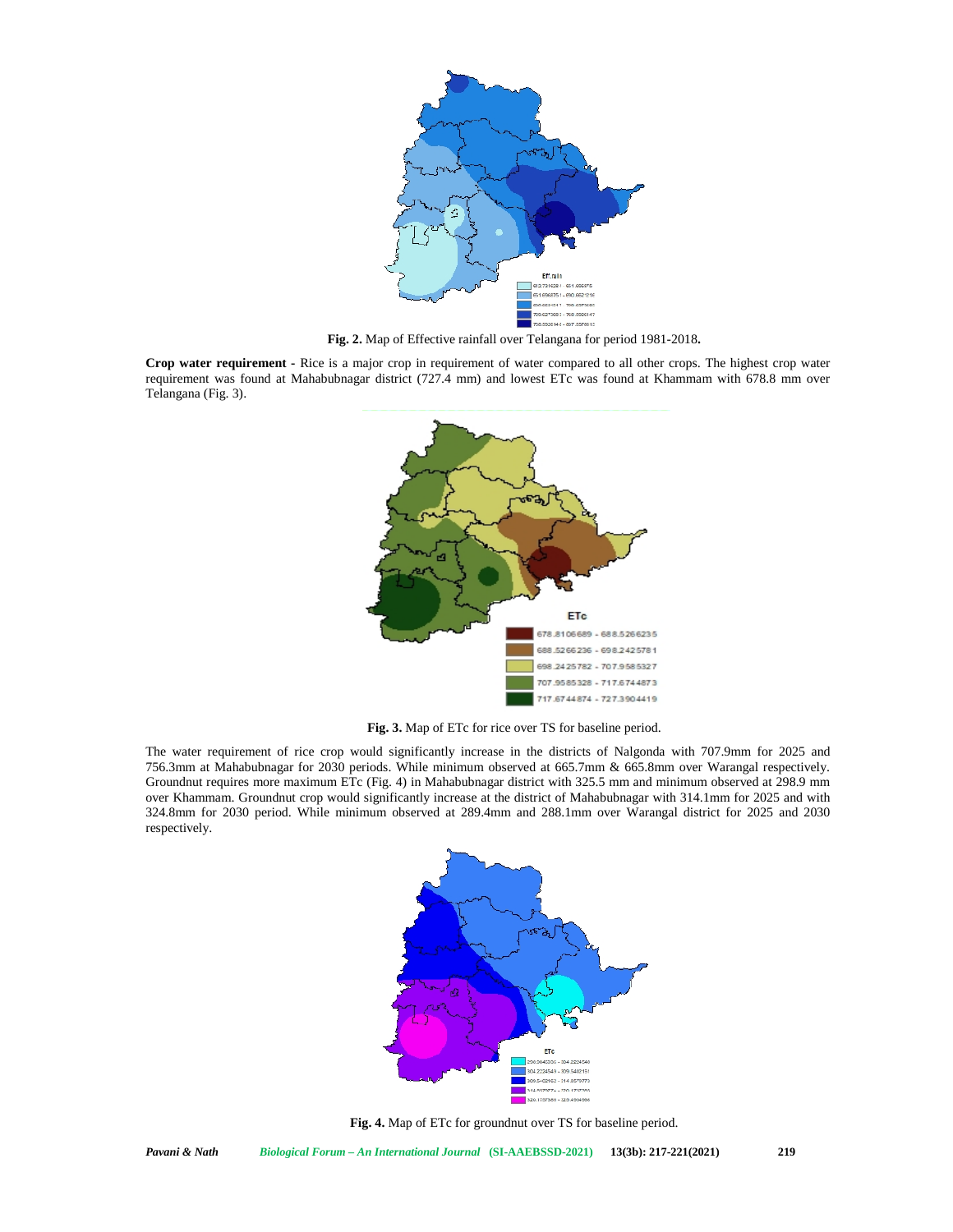**Fig. 2.** Map of Effective rainfall over Telangana for period 1981-2018**.**

**Crop water requirement -** Rice is a major crop in requirement of water compared to all other crops. The highest crop water requirement was found at Mahabubnagar district (727.4 mm) and lowest ETc was found at Khammam with 678.8 mm over Telangana (Fig. 3).

**Fig. 3.** Map of ETc for rice over TS for baseline period.

The water requirement of rice crop would significantly increase in the districts of Nalgonda with 707.9mm for 2025 and 756.3mm at Mahabubnagar for 2030 periods. While minimum observed at 665.7mm & 665.8mm over Warangal respectively. Groundnut requires more maximum ETc (Fig. 4) in Mahabubnagar district with 325.5 mm and minimum observed at 298.9 mm over Khammam. Groundnut crop would significantly increase at the district of Mahabubnagar with 314.1mm for 2025 and with 324.8mm for 2030 period. While minimum observed at 289.4mm and 288.1mm over Warangal district for 2025 and 2030 respectively.

**Fig. 4.** Map of ETc for groundnut over TS for baseline period.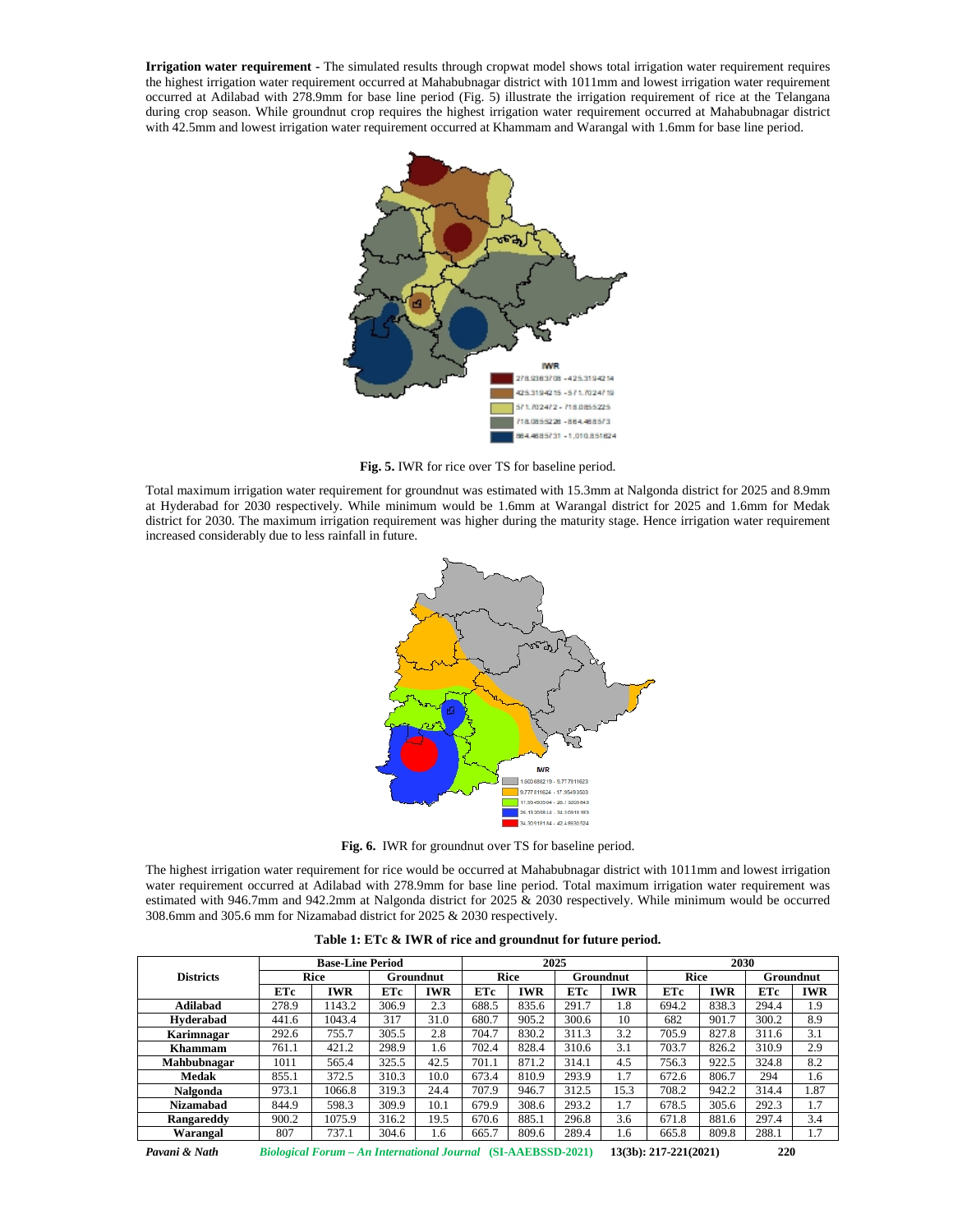**Irrigation water requirement -** The simulated results through cropwat model shows total irrigation water requirement requires the highest irrigation water requirement occurred at Mahabubnagar district with 1011mm and lowest irrigation water requirement occurred at Adilabad with 278.9mm for base line period (Fig. 5) illustrate the irrigation requirement of rice at the Telangana during crop season. While groundnut crop requires the highest irrigation water requirement occurred at Mahabubnagar district with 42.5mm and lowest irrigation water requirement occurred at Khammam and Warangal with 1.6mm for base line period.

**Fig. 5.** IWR for rice over TS for baseline period.

Total maximum irrigation water requirement for groundnut was estimated with 15.3mm at Nalgonda district for 2025 and 8.9mm at Hyderabad for 2030 respectively. While minimum would be 1.6mm at Warangal district for 2025 and 1.6mm for Medak district for 2030. The maximum irrigation requirement was higher during the maturity stage. Hence irrigation water requirement increased considerably due to less rainfall in future.

**Fig. 6.** IWR for groundnut over TS for baseline period.

The highest irrigation water requirement for rice would be occurred at Mahabubnagar district with 1011mm and lowest irrigation water requirement occurred at Adilabad with 278.9mm for base line period. Total maximum irrigation water requirement was estimated with 946.7mm and 942.2mm at Nalgonda district for 2025 & 2030 respectively. While minimum would be occurred 308.6mm and 305.6 mm for Nizamabad district for 2025 & 2030 respectively.

**Table 1: ETc & IWR of rice and groundnut for future period.**

| Districts | Base-Line Period | | | | 2025 | | | | 2030 | | | |
|---|---|---|---|---|---|---|---|---|---|---|---|---|
| | Rice | | Groundnut | | Rice | | Groundnut | | Rice | | Groundnut | |
| | ETc | IWR | ETc | IWR | ETc | IWR | ETc | IWR | ETc | IWR | ETc | IWR |
| **Adilabad** | 278.9 | 1143.2 | 306.9 | 2.3 | 688.5 | 835.6 | 291.7 | 1.8 | 694.2 | 838.3 | 294.4 | 1.9 |
| **Hyderabad** | 441.6 | 1043.4 | 317 | 31.0 | 680.7 | 905.2 | 300.6 | 10 | 682 | 901.7 | 300.2 | 8.9 |
| **Karimnagar** | 292.6 | 755.7 | 305.5 | 2.8 | 704.7 | 830.2 | 311.3 | 3.2 | 705.9 | 827.8 | 311.6 | 3.1 |
| **Khammam** | 761.1 | 421.2 | 298.9 | 1.6 | 702.4 | 828.4 | 310.6 | 3.1 | 703.7 | 826.2 | 310.9 | 2.9 |
| **Mahbubnagar** | 1011 | 565.4 | 325.5 | 42.5 | 701.1 | 871.2 | 314.1 | 4.5 | 756.3 | 922.5 | 324.8 | 8.2 |
| **Medak** | 855.1 | 372.5 | 310.3 | 10.0 | 673.4 | 810.9 | 293.9 | 1.7 | 672.6 | 806.7 | 294 | 1.6 |
| **Nalgonda** | 973.1 | 1066.8 | 319.3 | 24.4 | 707.9 | 946.7 | 312.5 | 15.3 | 708.2 | 942.2 | 314.4 | 1.87 |
| **Nizamabad** | 844.9 | 598.3 | 309.9 | 10.1 | 679.9 | 308.6 | 293.2 | 1.7 | 678.5 | 305.6 | 292.3 | 1.7 |
| **Rangareddy** | 900.2 | 1075.9 | 316.2 | 19.5 | 670.6 | 885.1 | 296.8 | 3.6 | 671.8 | 881.6 | 297.4 | 3.4 |
| **Warangal** | 807 | 737.1 | 304.6 | 1.6 | 665.7 | 809.6 | 289.4 | 1.6 | 665.8 | 809.8 | 288.1 | 1.7 |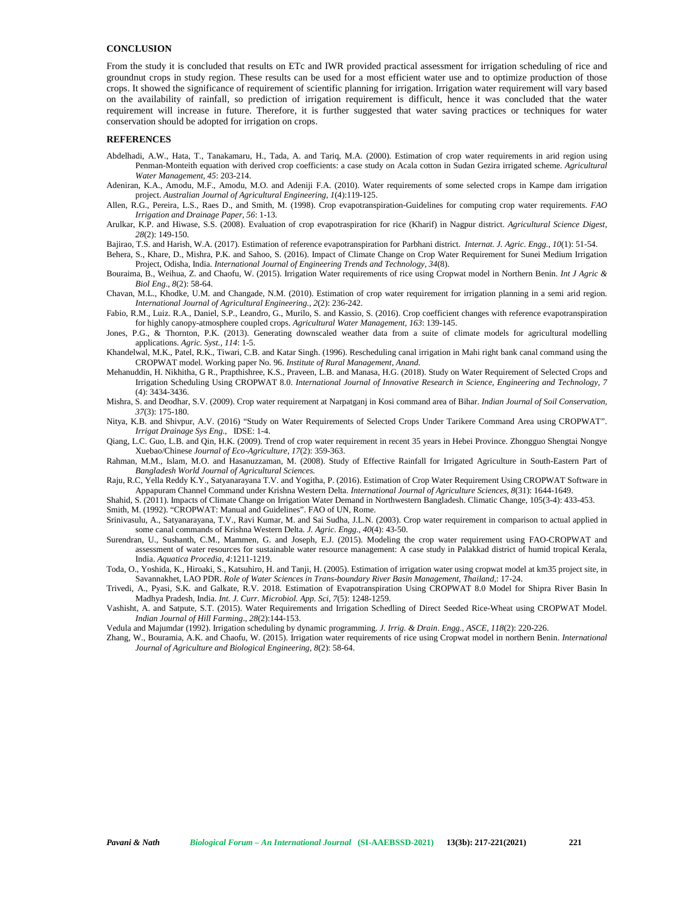## CONCLUSION

From the study it is concluded that results on ETc and IWR provided practical assessment for irrigation scheduling of rice and groundnut crops in study region. These results can be used for a most efficient water use and to optimize production of those crops. It showed the significance of requirement of scientific planning for irrigation. Irrigation water requirement will vary based on the availability of rainfall, so prediction of irrigation requirement is difficult, hence it was concluded that the water requirement will increase in future. Therefore, it is further suggested that water saving practices or techniques for water conservation should be adopted for irrigation on crops.

## REFERENCES

Abdelhadi, A.W., Hata, T., Tanakamaru, H., Tada, A. and Tariq, M.A. (2000). Estimation of crop water requirements in arid region using Penman-Monteith equation with derived crop coefficients: a case study on Acala cotton in Sudan Gezira irrigated scheme. *Agricultural Water Management, 45*: 203-214.

Adeniran, K.A., Amodu, M.F., Amodu, M.O. and Adeniji F.A. (2010). Water requirements of some selected crops in Kampe dam irrigation project. *Australian Journal of Agricultural Engineering, 1*(4):119-125.

Allen, R.G., Pereira, L.S., Raes D., and Smith, M. (1998). Crop evapotranspiration-Guidelines for computing crop water requirements. *FAO Irrigation and Drainage Paper, 56*: 1-13.

Arulkar, K.P. and Hiwase, S.S. (2008). Evaluation of crop evapotraspiration for rice (Kharif) in Nagpur district. *Agricultural Science Digest, 28*(2): 149-150.

Bajirao, T.S. and Harish, W.A. (2017). Estimation of reference evapotranspiration for Parbhani district. *Internat. J. Agric. Engg., 10*(1): 51-54.

Behera, S., Khare, D., Mishra, P.K. and Sahoo, S. (2016). Impact of Climate Change on Crop Water Requirement for Sunei Medium Irrigation Project, Odisha, India. *International Journal of Engineering Trends and Technology, 34*(8).

Bouraima, B., Weihua, Z. and Chaofu, W. (2015). Irrigation Water requirements of rice using Cropwat model in Northern Benin. *Int J Agric & Biol Eng., 8*(2): 58-64.

Chavan, M.L., Khodke, U.M. and Changade, N.M. (2010). Estimation of crop water requirement for irrigation planning in a semi arid region. *International Journal of Agricultural Engineering., 2*(2): 236-242.

Fabio, R.M., Luiz. R.A., Daniel, S.P., Leandro, G., Murilo, S. and Kassio, S. (2016). Crop coefficient changes with reference evapotranspiration for highly canopy-atmosphere coupled crops. *Agricultural Water Management, 163*: 139-145.

Jones, P.G., & Thornton, P.K. (2013). Generating downscaled weather data from a suite of climate models for agricultural modelling applications. *Agric. Syst., 114*: 1-5.

Khandelwal, M.K., Patel, R.K., Tiwari, C.B. and Katar Singh. (1996). Rescheduling canal irrigation in Mahi right bank canal command using the CROPWAT model. Working paper No. 96. *Institute of Rural Management, Anand.*

Mehanuddin, H. Nikhitha, G R., Prapthishree, K.S., Praveen, L.B. and Manasa, H.G. (2018). Study on Water Requirement of Selected Crops and Irrigation Scheduling Using CROPWAT 8.0. *International Journal of Innovative Research in Science, Engineering and Technology, 7* (4): 3434-3436.

Mishra, S. and Deodhar, S.V. (2009). Crop water requirement at Narpatganj in Kosi command area of Bihar. *Indian Journal of Soil Conservation, 37*(3): 175-180.

Nitya, K.B. and Shivpur, A.V. (2016) "Study on Water Requirements of Selected Crops Under Tarikere Command Area using CROPWAT". *Irrigat Drainage Sys Eng.,* IDSE: 1-4.

Qiang, L.C. Guo, L.B. and Qin, H.K. (2009). Trend of crop water requirement in recent 35 years in Hebei Province. Zhongguo Shengtai Nongye Xuebao/Chinese *Journal of Eco-Agriculture, 17*(2): 359-363.

Rahman, M.M., Islam, M.O. and Hasanuzzaman, M. (2008). Study of Effective Rainfall for Irrigated Agriculture in South-Eastern Part of *Bangladesh World Journal of Agricultural Sciences.*

Raju, R.C, Yella Reddy K.Y., Satyanarayana T.V. and Yogitha, P. (2016). Estimation of Crop Water Requirement Using CROPWAT Software in Appapuram Channel Command under Krishna Western Delta. *International Journal of Agriculture Sciences, 8*(31): 1644-1649.

Shahid, S. (2011). Impacts of Climate Change on Irrigation Water Demand in Northwestern Bangladesh. Climatic Change, 105(3-4): 433-453.

Smith, M. (1992). "CROPWAT: Manual and Guidelines". FAO of UN, Rome.

Srinivasulu, A., Satyanarayana, T.V., Ravi Kumar, M. and Sai Sudha, J.L.N. (2003). Crop water requirement in comparison to actual applied in some canal commands of Krishna Western Delta. *J. Agric. Engg., 40*(4): 43-50.

Surendran, U., Sushanth, C.M., Mammen, G. and Joseph, E.J. (2015). Modeling the crop water requirement using FAO-CROPWAT and assessment of water resources for sustainable water resource management: A case study in Palakkad district of humid tropical Kerala, India. *Aquatica Procedia, 4*:1211-1219.

Toda, O., Yoshida, K., Hiroaki, S., Katsuhiro, H. and Tanji, H. (2005). Estimation of irrigation water using cropwat model at km35 project site, in Savannakhet, LAO PDR. *Role of Water Sciences in Trans-boundary River Basin Management, Thailand,*: 17-24.

Trivedi, A., Pyasi, S.K. and Galkate, R.V. 2018. Estimation of Evapotranspiration Using CROPWAT 8.0 Model for Shipra River Basin In Madhya Pradesh, India. *Int. J. Curr. Microbiol. App. Sci, 7*(5): 1248-1259.

Vashisht, A. and Satpute, S.T. (2015). Water Requirements and Irrigation Schedling of Direct Seeded Rice-Wheat using CROPWAT Model. *Indian Journal of Hill Farming., 28*(2):144-153.

Vedula and Majumdar (1992). Irrigation scheduling by dynamic programming. *J. Irrig. & Drain. Engg., ASCE, 118*(2): 220-226.

Zhang, W., Bouramia, A.K. and Chaofu, W. (2015). Irrigation water requirements of rice using Cropwat model in northern Benin. *International Journal of Agriculture and Biological Engineering, 8*(2): 58-64.